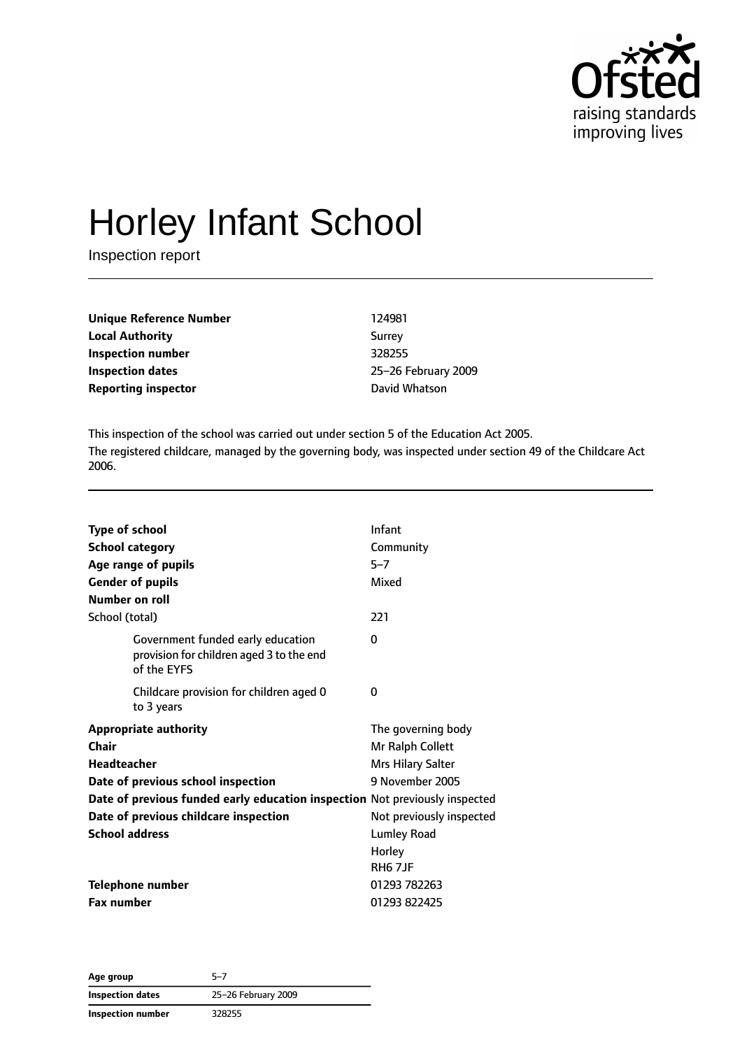# Horley Infant School

Inspection report

| | |
|---|---|
| **Unique Reference Number** | 124981 |
| **Local Authority** | Surrey |
| **Inspection number** | 328255 |
| **Inspection dates** | 25–26 February 2009 |
| **Reporting inspector** | David Whatson |

This inspection of the school was carried out under section 5 of the Education Act 2005.

The registered childcare, managed by the governing body, was inspected under section 49 of the Childcare Act 2006.

| | |
|---|---|
| **Type of school** | Infant |
| **School category** | Community |
| **Age range of pupils** | 5–7 |
| **Gender of pupils** | Mixed |
| **Number on roll** | |
| School (total) | 221 |
| Government funded early education provision for children aged 3 to the end of the EYFS | 0 |
| Childcare provision for children aged 0 to 3 years | 0 |
| **Appropriate authority** | The governing body |
| **Chair** | Mr Ralph Collett |
| **Headteacher** | Mrs Hilary Salter |
| **Date of previous school inspection** | 9 November 2005 |
| **Date of previous funded early education inspection** | Not previously inspected |
| **Date of previous childcare inspection** | Not previously inspected |
| **School address** | Lumley Road<br>Horley<br>RH6 7JF |
| **Telephone number** | 01293 782263 |
| **Fax number** | 01293 822425 |

| | |
|---|---|
| **Age group** | 5–7 |
| **Inspection dates** | 25–26 February 2009 |
| **Inspection number** | 328255 |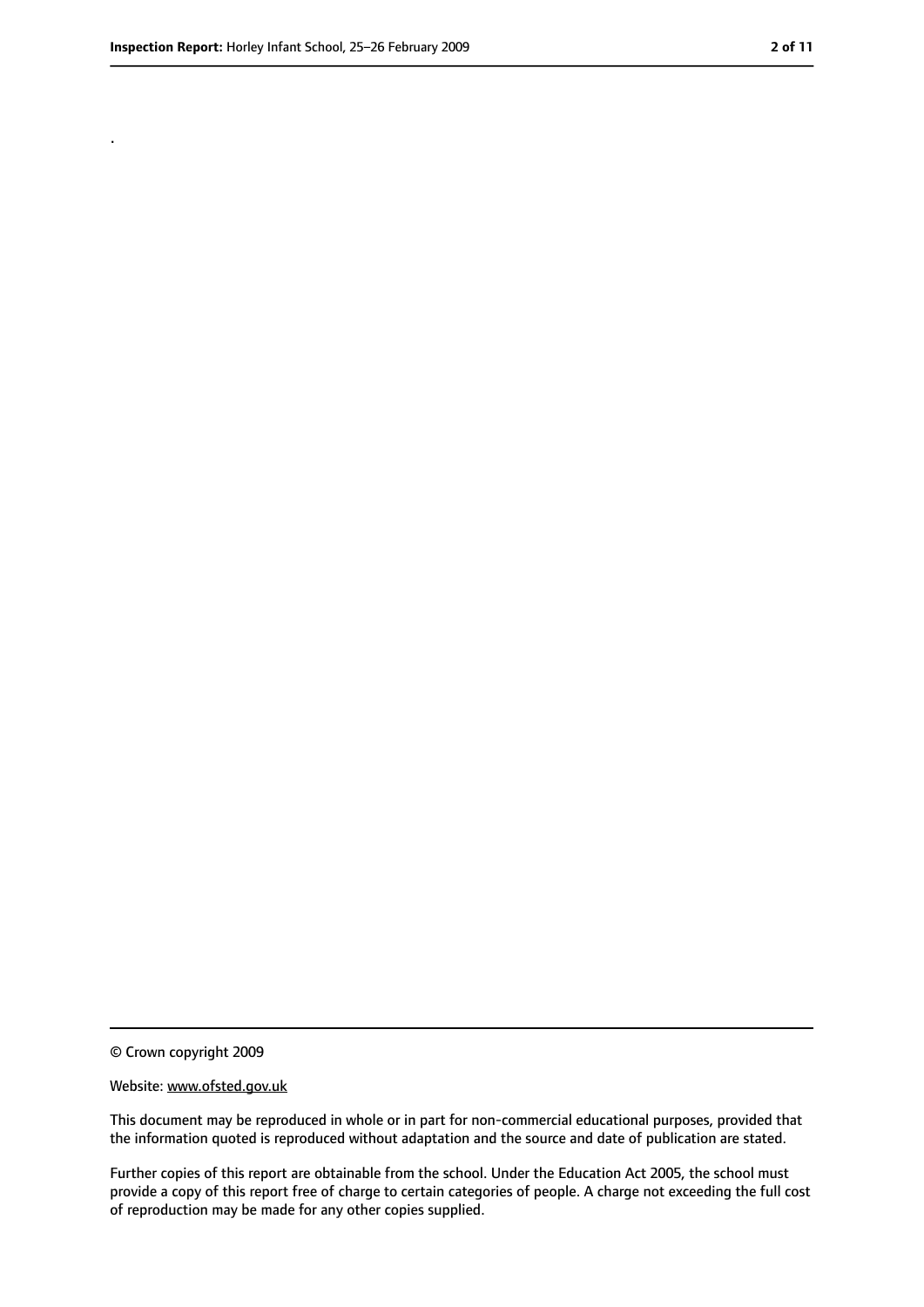.

© Crown copyright 2009

Website: www.ofsted.gov.uk

This document may be reproduced in whole or in part for non-commercial educational purposes, provided that the information quoted is reproduced without adaptation and the source and date of publication are stated.

Further copies of this report are obtainable from the school. Under the Education Act 2005, the school must provide a copy of this report free of charge to certain categories of people. A charge not exceeding the full cost of reproduction may be made for any other copies supplied.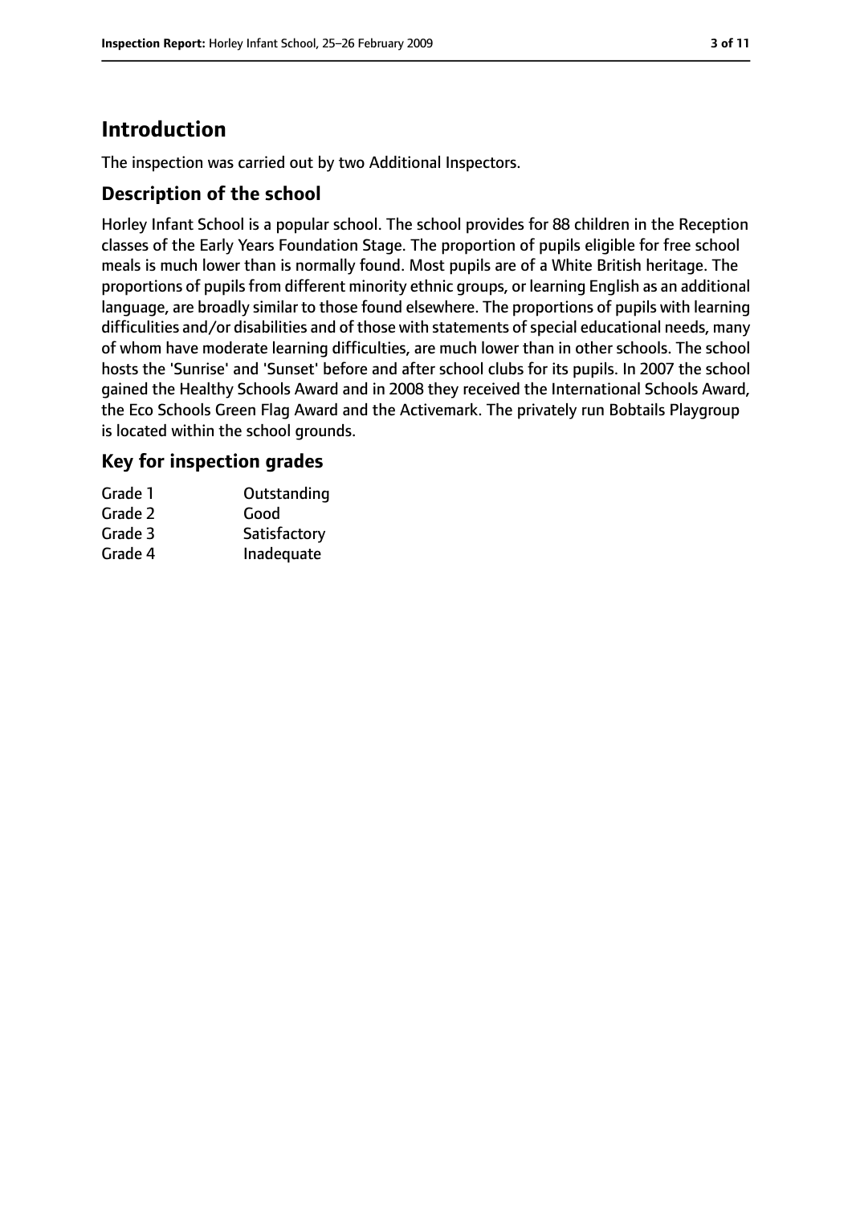# Introduction

The inspection was carried out by two Additional Inspectors.

## Description of the school

Horley Infant School is a popular school. The school provides for 88 children in the Reception classes of the Early Years Foundation Stage. The proportion of pupils eligible for free school meals is much lower than is normally found. Most pupils are of a White British heritage. The proportions of pupils from different minority ethnic groups, or learning English as an additional language, are broadly similar to those found elsewhere. The proportions of pupils with learning difficulties and/or disabilities and of those with statements of special educational needs, many of whom have moderate learning difficulties, are much lower than in other schools. The school hosts the 'Sunrise' and 'Sunset' before and after school clubs for its pupils. In 2007 the school gained the Healthy Schools Award and in 2008 they received the International Schools Award, the Eco Schools Green Flag Award and the Activemark. The privately run Bobtails Playgroup is located within the school grounds.

## Key for inspection grades

| | |
|---|---|
| Grade 1 | Outstanding |
| Grade 2 | Good |
| Grade 3 | Satisfactory |
| Grade 4 | Inadequate |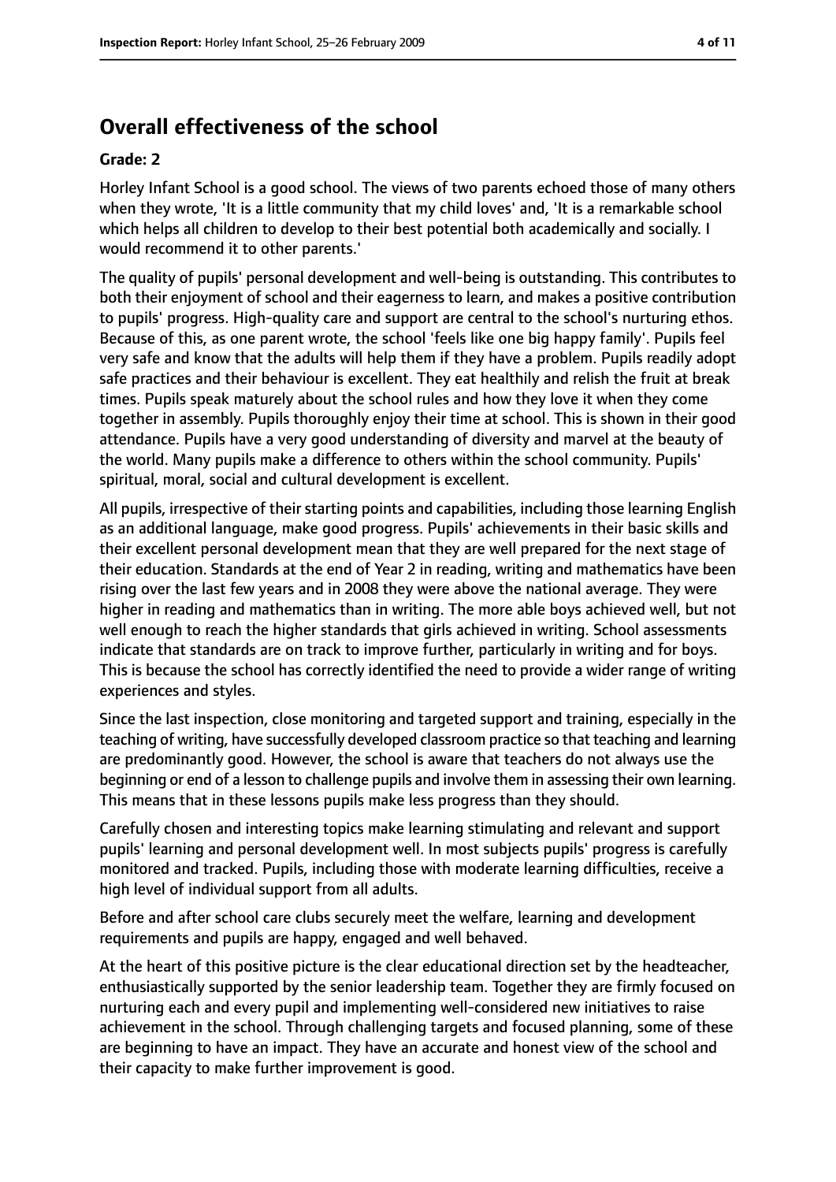## Overall effectiveness of the school

**Grade: 2**

Horley Infant School is a good school. The views of two parents echoed those of many others when they wrote, 'It is a little community that my child loves' and, 'It is a remarkable school which helps all children to develop to their best potential both academically and socially. I would recommend it to other parents.'

The quality of pupils' personal development and well-being is outstanding. This contributes to both their enjoyment of school and their eagerness to learn, and makes a positive contribution to pupils' progress. High-quality care and support are central to the school's nurturing ethos. Because of this, as one parent wrote, the school 'feels like one big happy family'. Pupils feel very safe and know that the adults will help them if they have a problem. Pupils readily adopt safe practices and their behaviour is excellent. They eat healthily and relish the fruit at break times. Pupils speak maturely about the school rules and how they love it when they come together in assembly. Pupils thoroughly enjoy their time at school. This is shown in their good attendance. Pupils have a very good understanding of diversity and marvel at the beauty of the world. Many pupils make a difference to others within the school community. Pupils' spiritual, moral, social and cultural development is excellent.

All pupils, irrespective of their starting points and capabilities, including those learning English as an additional language, make good progress. Pupils' achievements in their basic skills and their excellent personal development mean that they are well prepared for the next stage of their education. Standards at the end of Year 2 in reading, writing and mathematics have been rising over the last few years and in 2008 they were above the national average. They were higher in reading and mathematics than in writing. The more able boys achieved well, but not well enough to reach the higher standards that girls achieved in writing. School assessments indicate that standards are on track to improve further, particularly in writing and for boys. This is because the school has correctly identified the need to provide a wider range of writing experiences and styles.

Since the last inspection, close monitoring and targeted support and training, especially in the teaching of writing, have successfully developed classroom practice so that teaching and learning are predominantly good. However, the school is aware that teachers do not always use the beginning or end of a lesson to challenge pupils and involve them in assessing their own learning. This means that in these lessons pupils make less progress than they should.

Carefully chosen and interesting topics make learning stimulating and relevant and support pupils' learning and personal development well. In most subjects pupils' progress is carefully monitored and tracked. Pupils, including those with moderate learning difficulties, receive a high level of individual support from all adults.

Before and after school care clubs securely meet the welfare, learning and development requirements and pupils are happy, engaged and well behaved.

At the heart of this positive picture is the clear educational direction set by the headteacher, enthusiastically supported by the senior leadership team. Together they are firmly focused on nurturing each and every pupil and implementing well-considered new initiatives to raise achievement in the school. Through challenging targets and focused planning, some of these are beginning to have an impact. They have an accurate and honest view of the school and their capacity to make further improvement is good.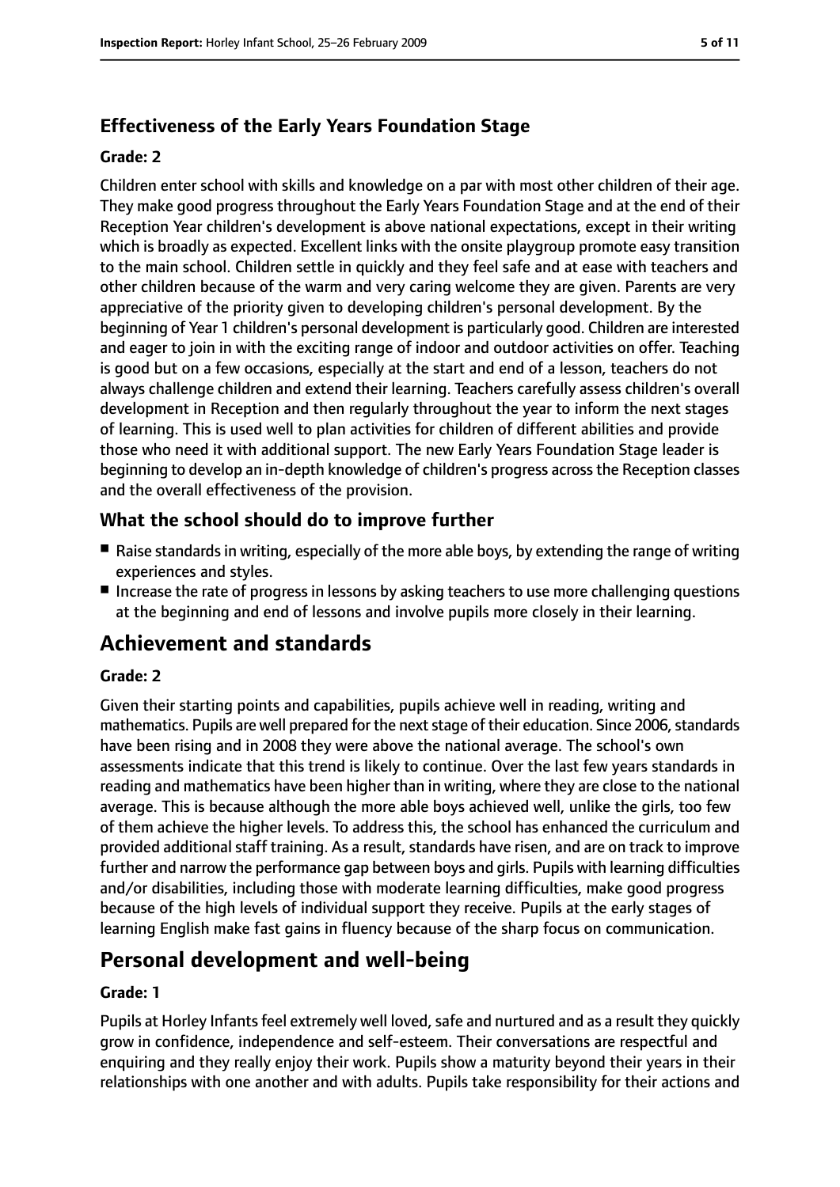### Effectiveness of the Early Years Foundation Stage

#### Grade: 2

Children enter school with skills and knowledge on a par with most other children of their age. They make good progress throughout the Early Years Foundation Stage and at the end of their Reception Year children's development is above national expectations, except in their writing which is broadly as expected. Excellent links with the onsite playgroup promote easy transition to the main school. Children settle in quickly and they feel safe and at ease with teachers and other children because of the warm and very caring welcome they are given. Parents are very appreciative of the priority given to developing children's personal development. By the beginning of Year 1 children's personal development is particularly good. Children are interested and eager to join in with the exciting range of indoor and outdoor activities on offer. Teaching is good but on a few occasions, especially at the start and end of a lesson, teachers do not always challenge children and extend their learning. Teachers carefully assess children's overall development in Reception and then regularly throughout the year to inform the next stages of learning. This is used well to plan activities for children of different abilities and provide those who need it with additional support. The new Early Years Foundation Stage leader is beginning to develop an in-depth knowledge of children's progress across the Reception classes and the overall effectiveness of the provision.

### What the school should do to improve further

- Raise standards in writing, especially of the more able boys, by extending the range of writing experiences and styles.
- Increase the rate of progress in lessons by asking teachers to use more challenging questions at the beginning and end of lessons and involve pupils more closely in their learning.

## Achievement and standards

#### Grade: 2

Given their starting points and capabilities, pupils achieve well in reading, writing and mathematics. Pupils are well prepared for the next stage of their education. Since 2006, standards have been rising and in 2008 they were above the national average. The school's own assessments indicate that this trend is likely to continue. Over the last few years standards in reading and mathematics have been higher than in writing, where they are close to the national average. This is because although the more able boys achieved well, unlike the girls, too few of them achieve the higher levels. To address this, the school has enhanced the curriculum and provided additional staff training. As a result, standards have risen, and are on track to improve further and narrow the performance gap between boys and girls. Pupils with learning difficulties and/or disabilities, including those with moderate learning difficulties, make good progress because of the high levels of individual support they receive. Pupils at the early stages of learning English make fast gains in fluency because of the sharp focus on communication.

## Personal development and well-being

#### Grade: 1

Pupils at Horley Infants feel extremely well loved, safe and nurtured and as a result they quickly grow in confidence, independence and self-esteem. Their conversations are respectful and enquiring and they really enjoy their work. Pupils show a maturity beyond their years in their relationships with one another and with adults. Pupils take responsibility for their actions and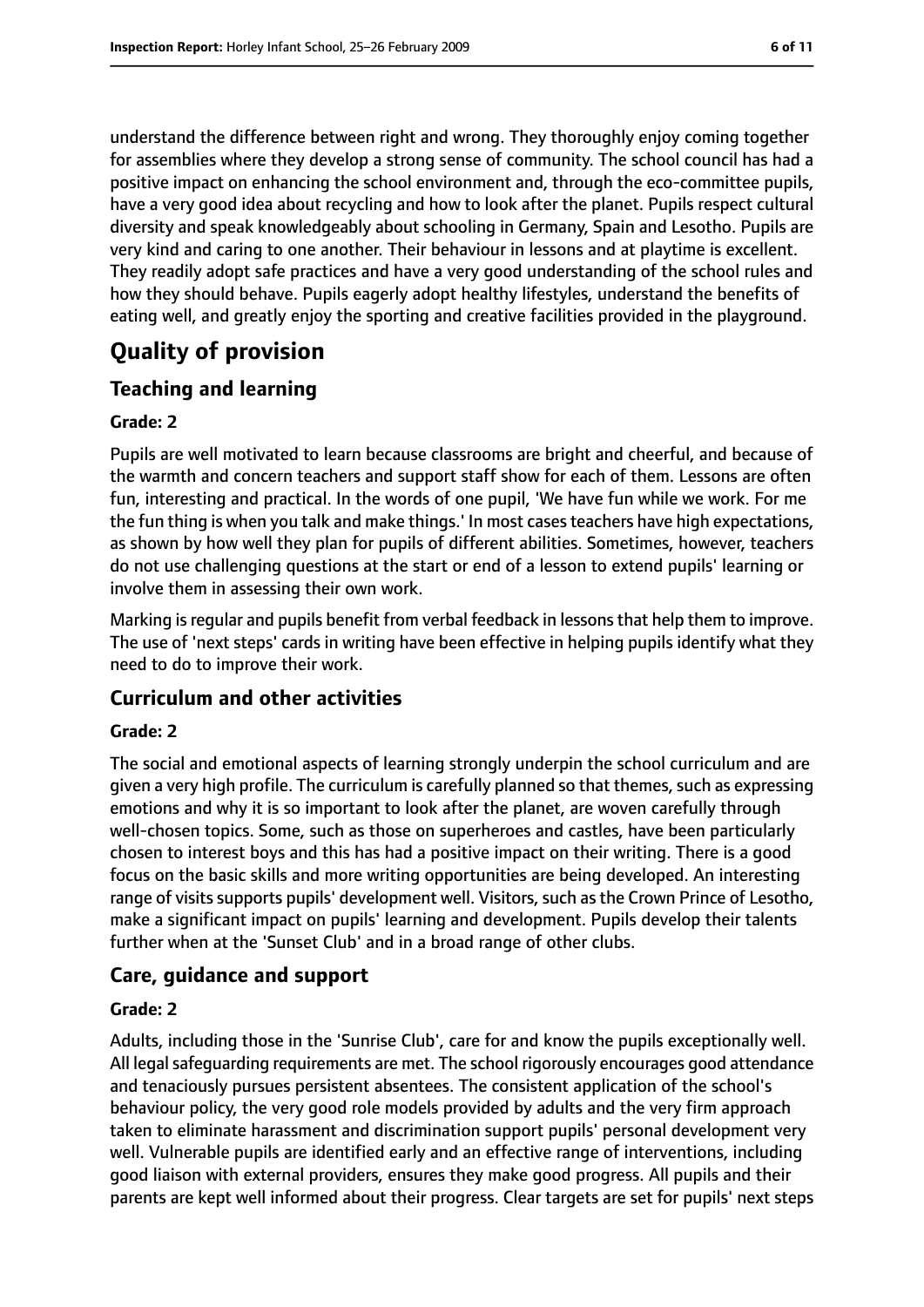understand the difference between right and wrong. They thoroughly enjoy coming together for assemblies where they develop a strong sense of community. The school council has had a positive impact on enhancing the school environment and, through the eco-committee pupils, have a very good idea about recycling and how to look after the planet. Pupils respect cultural diversity and speak knowledgeably about schooling in Germany, Spain and Lesotho. Pupils are very kind and caring to one another. Their behaviour in lessons and at playtime is excellent. They readily adopt safe practices and have a very good understanding of the school rules and how they should behave. Pupils eagerly adopt healthy lifestyles, understand the benefits of eating well, and greatly enjoy the sporting and creative facilities provided in the playground.

# Quality of provision

## Teaching and learning

**Grade: 2**

Pupils are well motivated to learn because classrooms are bright and cheerful, and because of the warmth and concern teachers and support staff show for each of them. Lessons are often fun, interesting and practical. In the words of one pupil, 'We have fun while we work. For me the fun thing is when you talk and make things.' In most cases teachers have high expectations, as shown by how well they plan for pupils of different abilities. Sometimes, however, teachers do not use challenging questions at the start or end of a lesson to extend pupils' learning or involve them in assessing their own work.

Marking is regular and pupils benefit from verbal feedback in lessons that help them to improve. The use of 'next steps' cards in writing have been effective in helping pupils identify what they need to do to improve their work.

## Curriculum and other activities

**Grade: 2**

The social and emotional aspects of learning strongly underpin the school curriculum and are given a very high profile. The curriculum is carefully planned so that themes, such as expressing emotions and why it is so important to look after the planet, are woven carefully through well-chosen topics. Some, such as those on superheroes and castles, have been particularly chosen to interest boys and this has had a positive impact on their writing. There is a good focus on the basic skills and more writing opportunities are being developed. An interesting range of visits supports pupils' development well. Visitors, such as the Crown Prince of Lesotho, make a significant impact on pupils' learning and development. Pupils develop their talents further when at the 'Sunset Club' and in a broad range of other clubs.

## Care, guidance and support

**Grade: 2**

Adults, including those in the 'Sunrise Club', care for and know the pupils exceptionally well. All legal safeguarding requirements are met. The school rigorously encourages good attendance and tenaciously pursues persistent absentees. The consistent application of the school's behaviour policy, the very good role models provided by adults and the very firm approach taken to eliminate harassment and discrimination support pupils' personal development very well. Vulnerable pupils are identified early and an effective range of interventions, including good liaison with external providers, ensures they make good progress. All pupils and their parents are kept well informed about their progress. Clear targets are set for pupils' next steps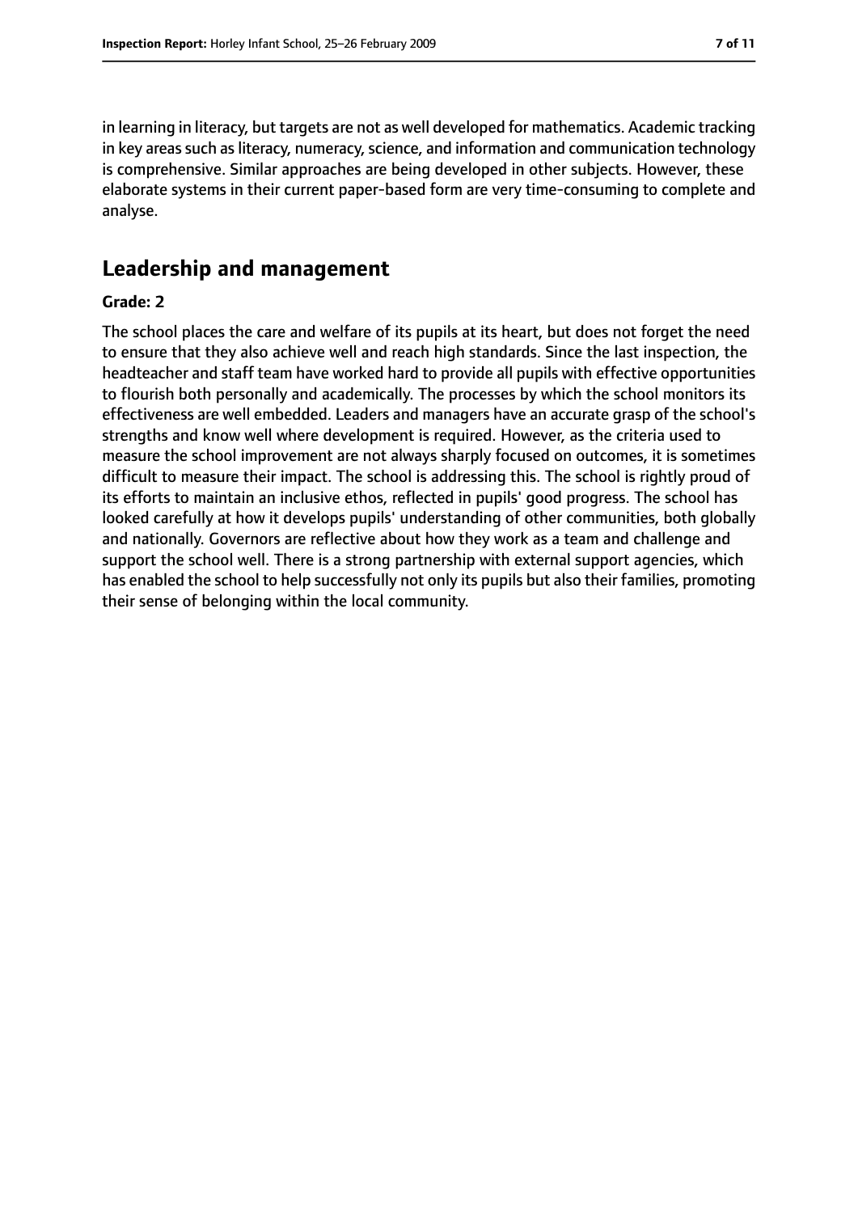in learning in literacy, but targets are not as well developed for mathematics. Academic tracking in key areas such as literacy, numeracy, science, and information and communication technology is comprehensive. Similar approaches are being developed in other subjects. However, these elaborate systems in their current paper-based form are very time-consuming to complete and analyse.

## Leadership and management

**Grade: 2**

The school places the care and welfare of its pupils at its heart, but does not forget the need to ensure that they also achieve well and reach high standards. Since the last inspection, the headteacher and staff team have worked hard to provide all pupils with effective opportunities to flourish both personally and academically. The processes by which the school monitors its effectiveness are well embedded. Leaders and managers have an accurate grasp of the school's strengths and know well where development is required. However, as the criteria used to measure the school improvement are not always sharply focused on outcomes, it is sometimes difficult to measure their impact. The school is addressing this. The school is rightly proud of its efforts to maintain an inclusive ethos, reflected in pupils' good progress. The school has looked carefully at how it develops pupils' understanding of other communities, both globally and nationally. Governors are reflective about how they work as a team and challenge and support the school well. There is a strong partnership with external support agencies, which has enabled the school to help successfully not only its pupils but also their families, promoting their sense of belonging within the local community.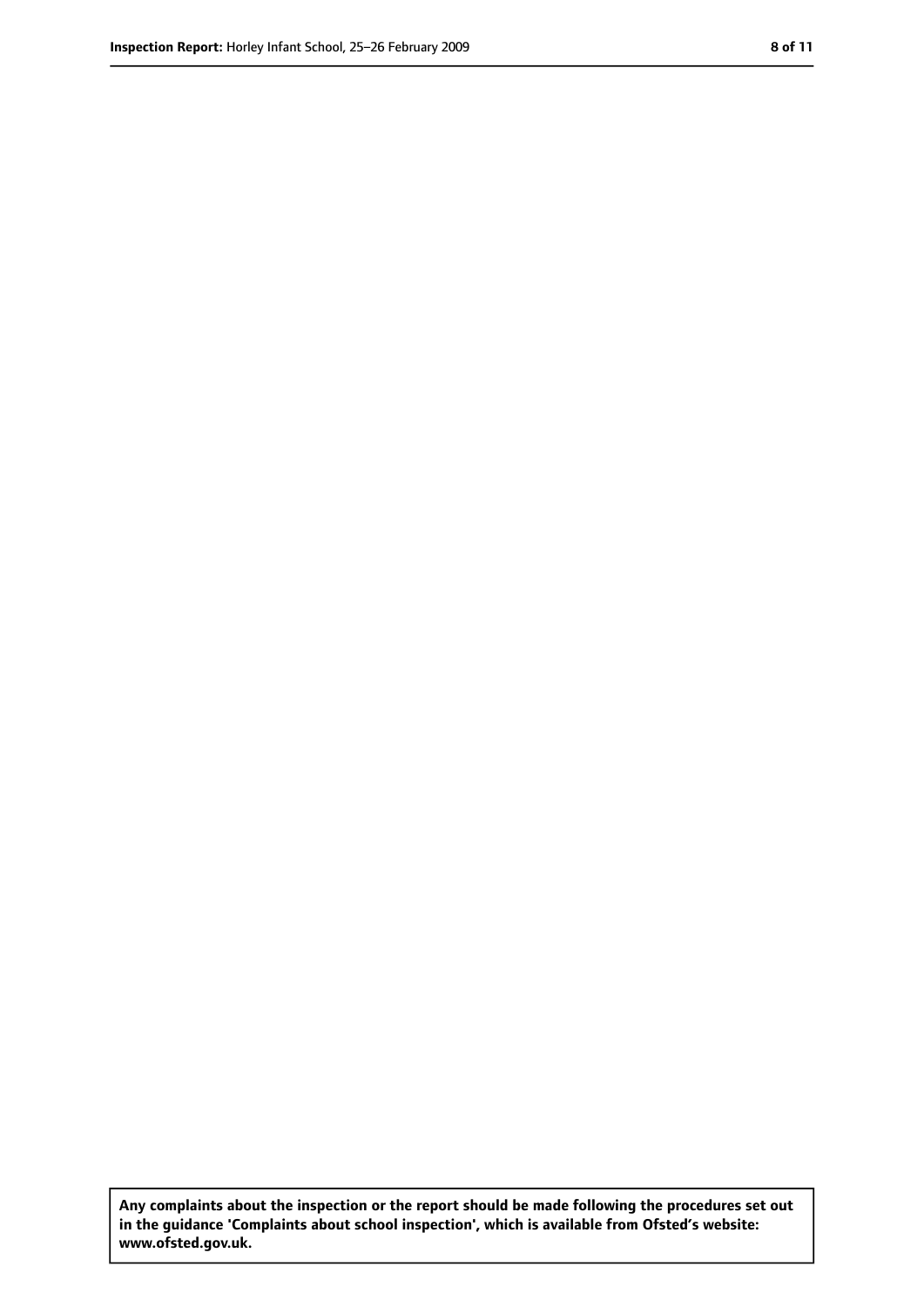**Any complaints about the inspection or the report should be made following the procedures set out in the guidance 'Complaints about school inspection', which is available from Ofsted's website: www.ofsted.gov.uk.**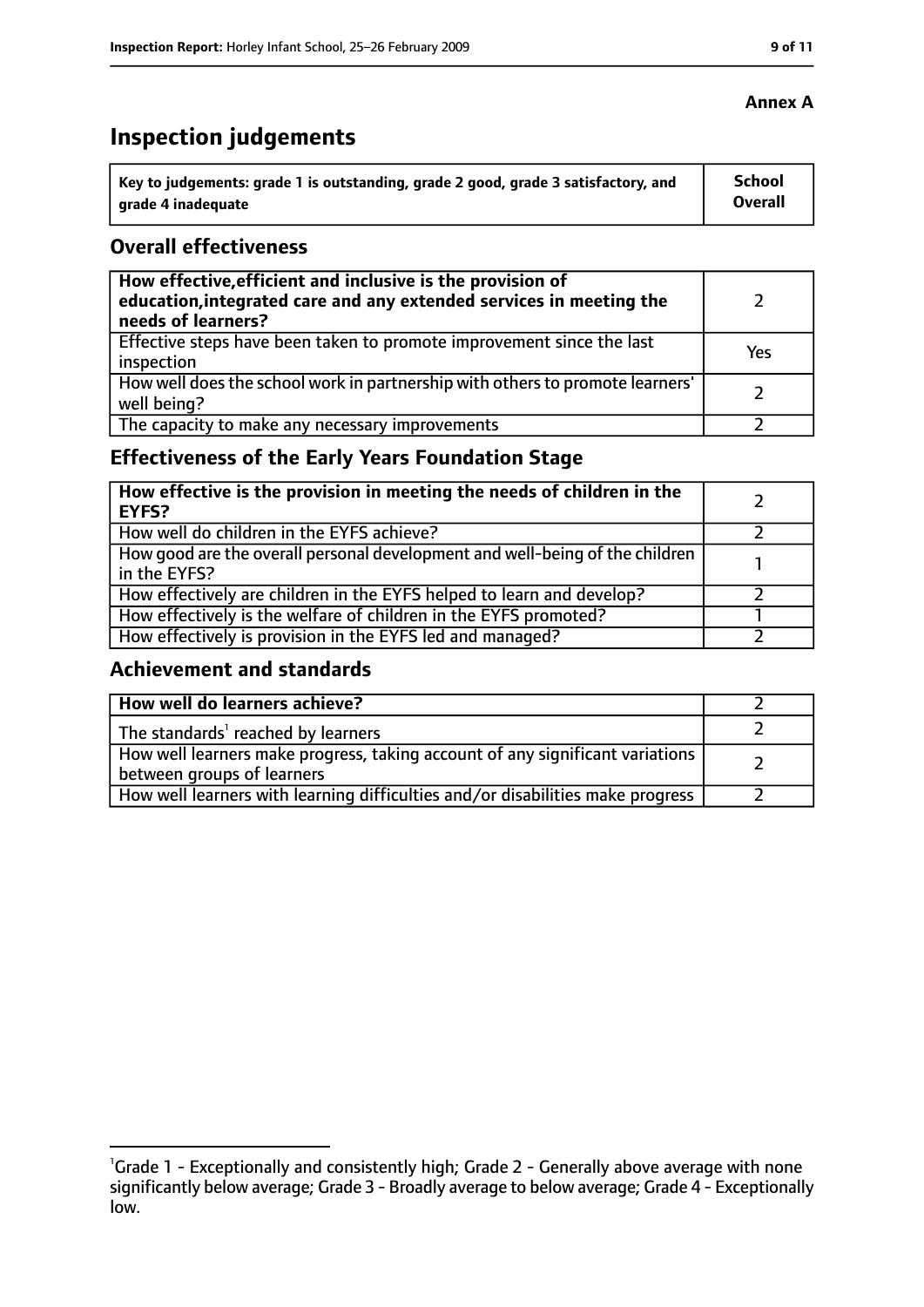**Annex A**

# Inspection judgements

| Key to judgements: grade 1 is outstanding, grade 2 good, grade 3 satisfactory, and grade 4 inadequate | School Overall |
|---|---|

## Overall effectiveness

| | |
|---|---|
| **How effective, efficient and inclusive is the provision of education, integrated care and any extended services in meeting the needs of learners?** | 2 |
| Effective steps have been taken to promote improvement since the last inspection | Yes |
| How well does the school work in partnership with others to promote learners' well being? | 2 |
| The capacity to make any necessary improvements | 2 |

## Effectiveness of the Early Years Foundation Stage

| | |
|---|---|
| **How effective is the provision in meeting the needs of children in the EYFS?** | 2 |
| How well do children in the EYFS achieve? | 2 |
| How good are the overall personal development and well-being of the children in the EYFS? | 1 |
| How effectively are children in the EYFS helped to learn and develop? | 2 |
| How effectively is the welfare of children in the EYFS promoted? | 1 |
| How effectively is provision in the EYFS led and managed? | 2 |

## Achievement and standards

| | |
|---|---|
| **How well do learners achieve?** | 2 |
| The standards[1] reached by learners | 2 |
| How well learners make progress, taking account of any significant variations between groups of learners | 2 |
| How well learners with learning difficulties and/or disabilities make progress | 2 |

[1] Grade 1 - Exceptionally and consistently high; Grade 2 - Generally above average with none significantly below average; Grade 3 - Broadly average to below average; Grade 4 - Exceptionally low.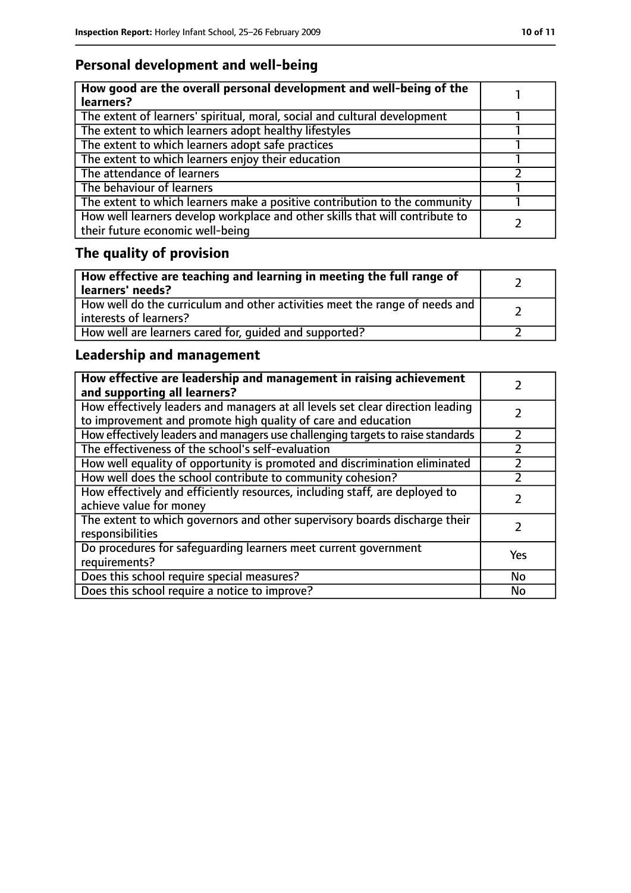## Personal development and well-being

| How good are the overall personal development and well-being of the learners? | 1 |
|---|---|
| The extent of learners' spiritual, moral, social and cultural development | 1 |
| The extent to which learners adopt healthy lifestyles | 1 |
| The extent to which learners adopt safe practices | 1 |
| The extent to which learners enjoy their education | 1 |
| The attendance of learners | 2 |
| The behaviour of learners | 1 |
| The extent to which learners make a positive contribution to the community | 1 |
| How well learners develop workplace and other skills that will contribute to their future economic well-being | 2 |

## The quality of provision

| How effective are teaching and learning in meeting the full range of learners' needs? | 2 |
|---|---|
| How well do the curriculum and other activities meet the range of needs and interests of learners? | 2 |
| How well are learners cared for, guided and supported? | 2 |

## Leadership and management

| How effective are leadership and management in raising achievement and supporting all learners? | 2 |
|---|---|
| How effectively leaders and managers at all levels set clear direction leading to improvement and promote high quality of care and education | 2 |
| How effectively leaders and managers use challenging targets to raise standards | 2 |
| The effectiveness of the school's self-evaluation | 2 |
| How well equality of opportunity is promoted and discrimination eliminated | 2 |
| How well does the school contribute to community cohesion? | 2 |
| How effectively and efficiently resources, including staff, are deployed to achieve value for money | 2 |
| The extent to which governors and other supervisory boards discharge their responsibilities | 2 |
| Do procedures for safeguarding learners meet current government requirements? | Yes |
| Does this school require special measures? | No |
| Does this school require a notice to improve? | No |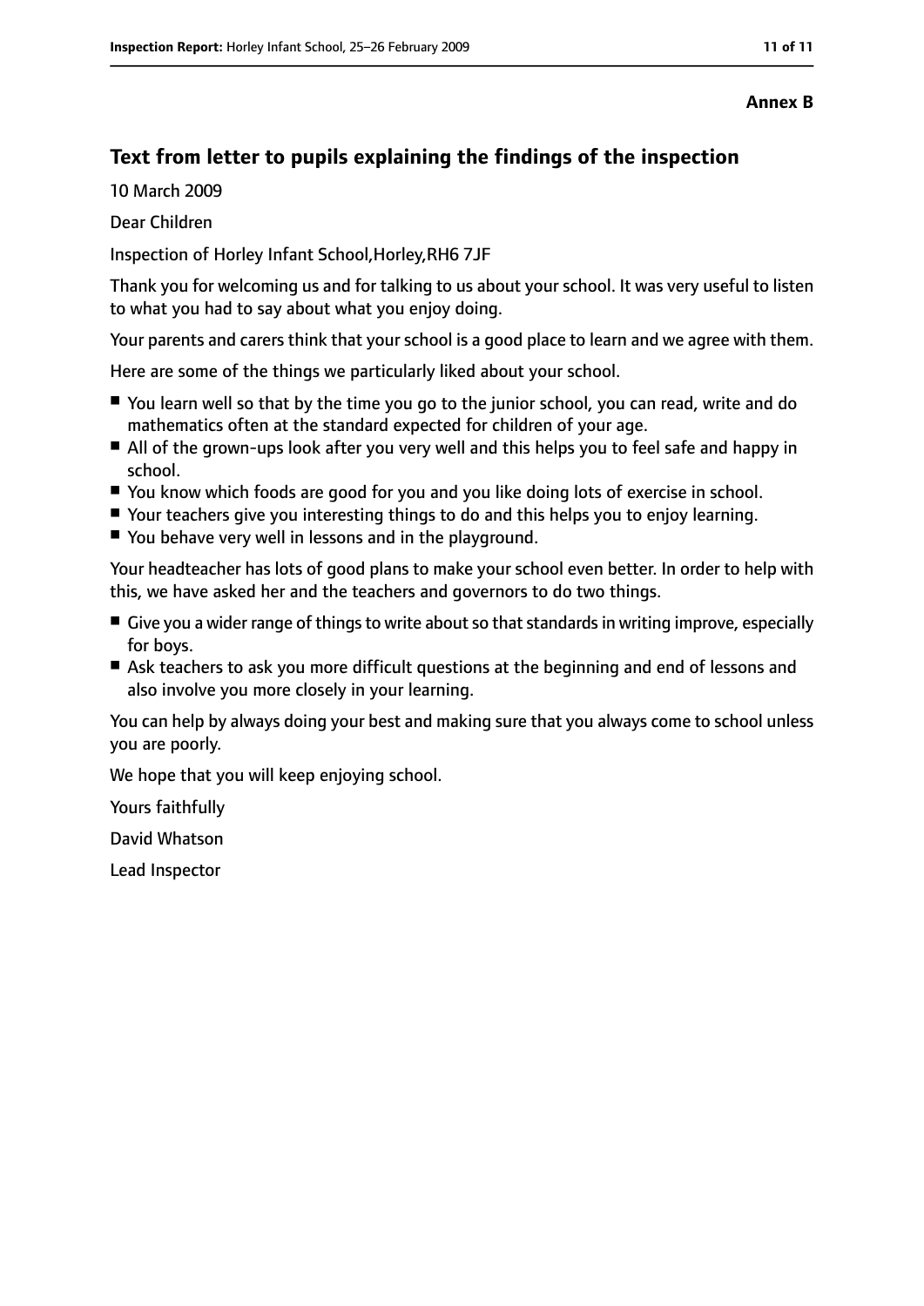**Annex B**

## Text from letter to pupils explaining the findings of the inspection

10 March 2009

Dear Children

Inspection of Horley Infant School,Horley,RH6 7JF

Thank you for welcoming us and for talking to us about your school. It was very useful to listen to what you had to say about what you enjoy doing.

Your parents and carers think that your school is a good place to learn and we agree with them.

Here are some of the things we particularly liked about your school.

- You learn well so that by the time you go to the junior school, you can read, write and do mathematics often at the standard expected for children of your age.
- All of the grown-ups look after you very well and this helps you to feel safe and happy in school.
- You know which foods are good for you and you like doing lots of exercise in school.
- Your teachers give you interesting things to do and this helps you to enjoy learning.
- You behave very well in lessons and in the playground.

Your headteacher has lots of good plans to make your school even better. In order to help with this, we have asked her and the teachers and governors to do two things.

- Give you a wider range of things to write about so that standards in writing improve, especially for boys.
- Ask teachers to ask you more difficult questions at the beginning and end of lessons and also involve you more closely in your learning.

You can help by always doing your best and making sure that you always come to school unless you are poorly.

We hope that you will keep enjoying school.

Yours faithfully

David Whatson

Lead Inspector